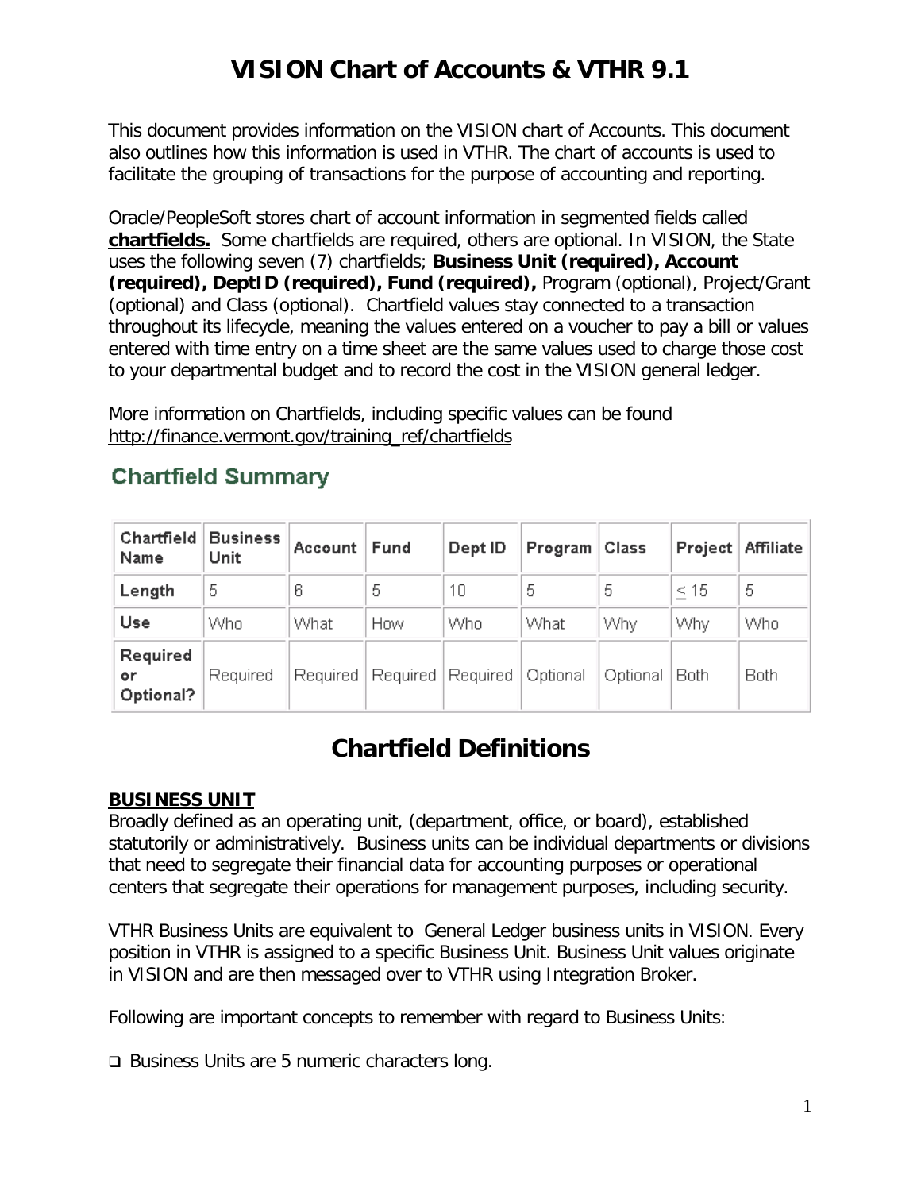# VISION Chart of Accounts & VTHR 9.1

This document provides information on the VISION chart of Accounts. This document also outlines how this information is used in VTHR. The chart of accounts is used to facilitate the grouping of transactions for the purpose of accounting and reporting.

Oracle/PeopleSoft stores chart of account information in segmented fields called **chartfields.** Some chartfields are required, others are optional. In VISION, the State uses the following seven (7) chartfields; **Business Unit (required), Account (required), DeptID (required), Fund (required),** Program (optional), Project/Grant (optional) and Class (optional). Chartfield values stay connected to a transaction throughout its lifecycle, meaning the values entered on a voucher to pay a bill or values entered with time entry on a time sheet are the same values used to charge those cost to your departmental budget and to record the cost in the VISION general ledger.

More information on Chartfields, including specific values can be found http://finance.vermont.gov/training_ref/chartfields

## Chartfield Summary

| Chartfield Name | Business Unit | Account | Fund | Dept ID | Program | Class | Project | Affiliate |
|---|---|---|---|---|---|---|---|---|
| Length | 5 | 6 | 5 | 10 | 5 | 5 | ≤ 15 | 5 |
| Use | Who | What | How | Who | What | Why | Why | Who |
| Required or Optional? | Required | Required | Required | Required | Optional | Optional | Both | Both |

# Chartfield Definitions

### BUSINESS UNIT

Broadly defined as an operating unit, (department, office, or board), established statutorily or administratively. Business units can be individual departments or divisions that need to segregate their financial data for accounting purposes or operational centers that segregate their operations for management purposes, including security.

VTHR Business Units are equivalent to General Ledger business units in VISION. Every position in VTHR is assigned to a specific Business Unit. Business Unit values originate in VISION and are then messaged over to VTHR using Integration Broker.

Following are important concepts to remember with regard to Business Units:

- Business Units are 5 numeric characters long.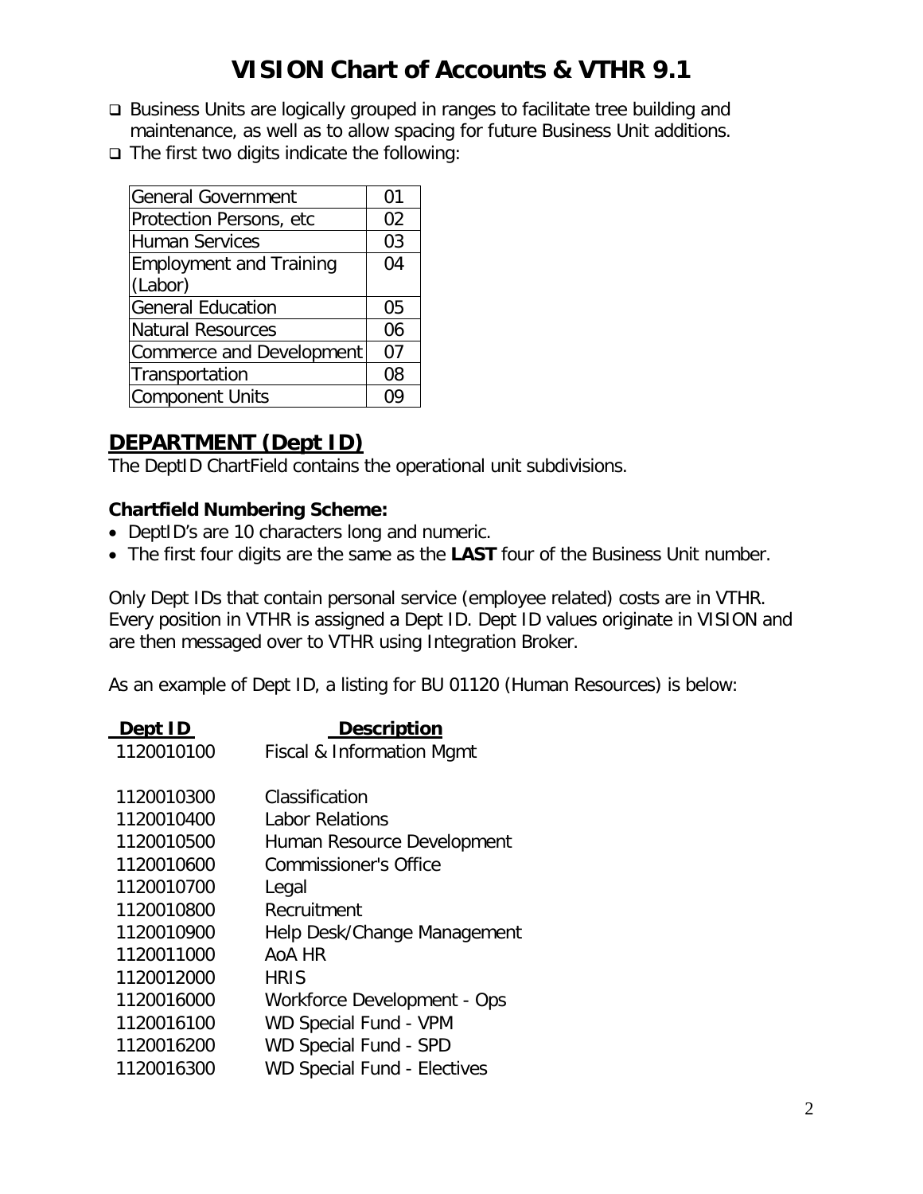# VISION Chart of Accounts & VTHR 9.1

- Business Units are logically grouped in ranges to facilitate tree building and maintenance, as well as to allow spacing for future Business Unit additions.
- The first two digits indicate the following:

| | |
|---|---|
| General Government | 01 |
| Protection Persons, etc | 02 |
| Human Services | 03 |
| Employment and Training (Labor) | 04 |
| General Education | 05 |
| Natural Resources | 06 |
| Commerce and Development | 07 |
| Transportation | 08 |
| Component Units | 09 |

## DEPARTMENT (Dept ID)

The DeptID ChartField contains the operational unit subdivisions.

**Chartfield Numbering Scheme:**

- DeptID's are 10 characters long and numeric.
- The first four digits are the same as the **LAST** four of the Business Unit number.

Only Dept IDs that contain personal service (employee related) costs are in VTHR. Every position in VTHR is assigned a Dept ID. Dept ID values originate in VISION and are then messaged over to VTHR using Integration Broker.

As an example of Dept ID, a listing for BU 01120 (Human Resources) is below:

| Dept ID | Description |
|---|---|
| 1120010100 | Fiscal & Information Mgmt |
| 1120010300 | Classification |
| 1120010400 | Labor Relations |
| 1120010500 | Human Resource Development |
| 1120010600 | Commissioner's Office |
| 1120010700 | Legal |
| 1120010800 | Recruitment |
| 1120010900 | Help Desk/Change Management |
| 1120011000 | AoA HR |
| 1120012000 | HRIS |
| 1120016000 | Workforce Development - Ops |
| 1120016100 | WD Special Fund - VPM |
| 1120016200 | WD Special Fund - SPD |
| 1120016300 | WD Special Fund - Electives |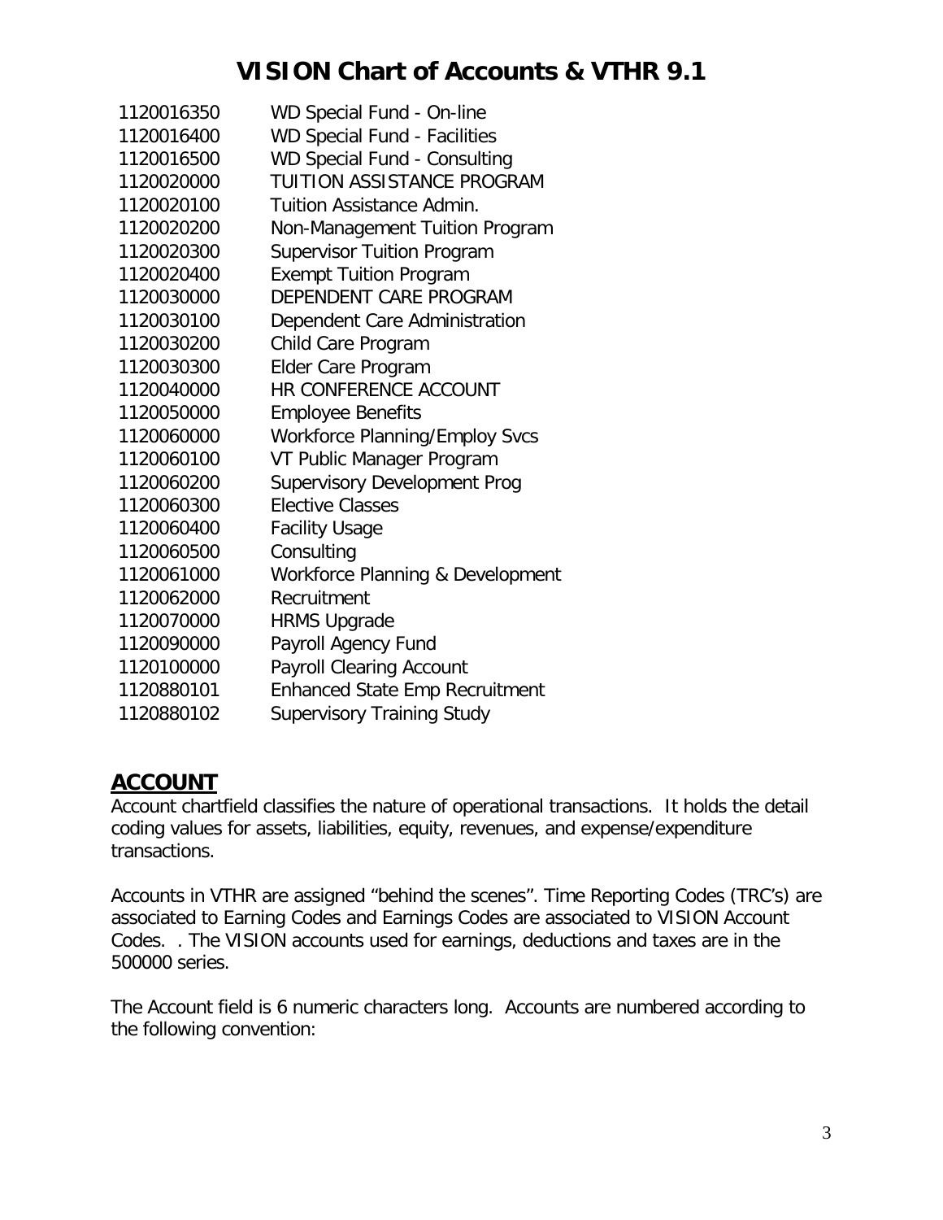| | |
|---|---|
| 1120016350 | WD Special Fund - On-line |
| 1120016400 | WD Special Fund - Facilities |
| 1120016500 | WD Special Fund - Consulting |
| 1120020000 | TUITION ASSISTANCE PROGRAM |
| 1120020100 | Tuition Assistance Admin. |
| 1120020200 | Non-Management Tuition Program |
| 1120020300 | Supervisor Tuition Program |
| 1120020400 | Exempt Tuition Program |
| 1120030000 | DEPENDENT CARE PROGRAM |
| 1120030100 | Dependent Care Administration |
| 1120030200 | Child Care Program |
| 1120030300 | Elder Care Program |
| 1120040000 | HR CONFERENCE ACCOUNT |
| 1120050000 | Employee Benefits |
| 1120060000 | Workforce Planning/Employ Svcs |
| 1120060100 | VT Public Manager Program |
| 1120060200 | Supervisory Development Prog |
| 1120060300 | Elective Classes |
| 1120060400 | Facility Usage |
| 1120060500 | Consulting |
| 1120061000 | Workforce Planning & Development |
| 1120062000 | Recruitment |
| 1120070000 | HRMS Upgrade |
| 1120090000 | Payroll Agency Fund |
| 1120100000 | Payroll Clearing Account |
| 1120880101 | Enhanced State Emp Recruitment |
| 1120880102 | Supervisory Training Study |

## ACCOUNT

Account chartfield classifies the nature of operational transactions. It holds the detail coding values for assets, liabilities, equity, revenues, and expense/expenditure transactions.

Accounts in VTHR are assigned "behind the scenes". Time Reporting Codes (TRC's) are associated to Earning Codes and Earnings Codes are associated to VISION Account Codes. . The VISION accounts used for earnings, deductions and taxes are in the 500000 series.

The Account field is 6 numeric characters long. Accounts are numbered according to the following convention: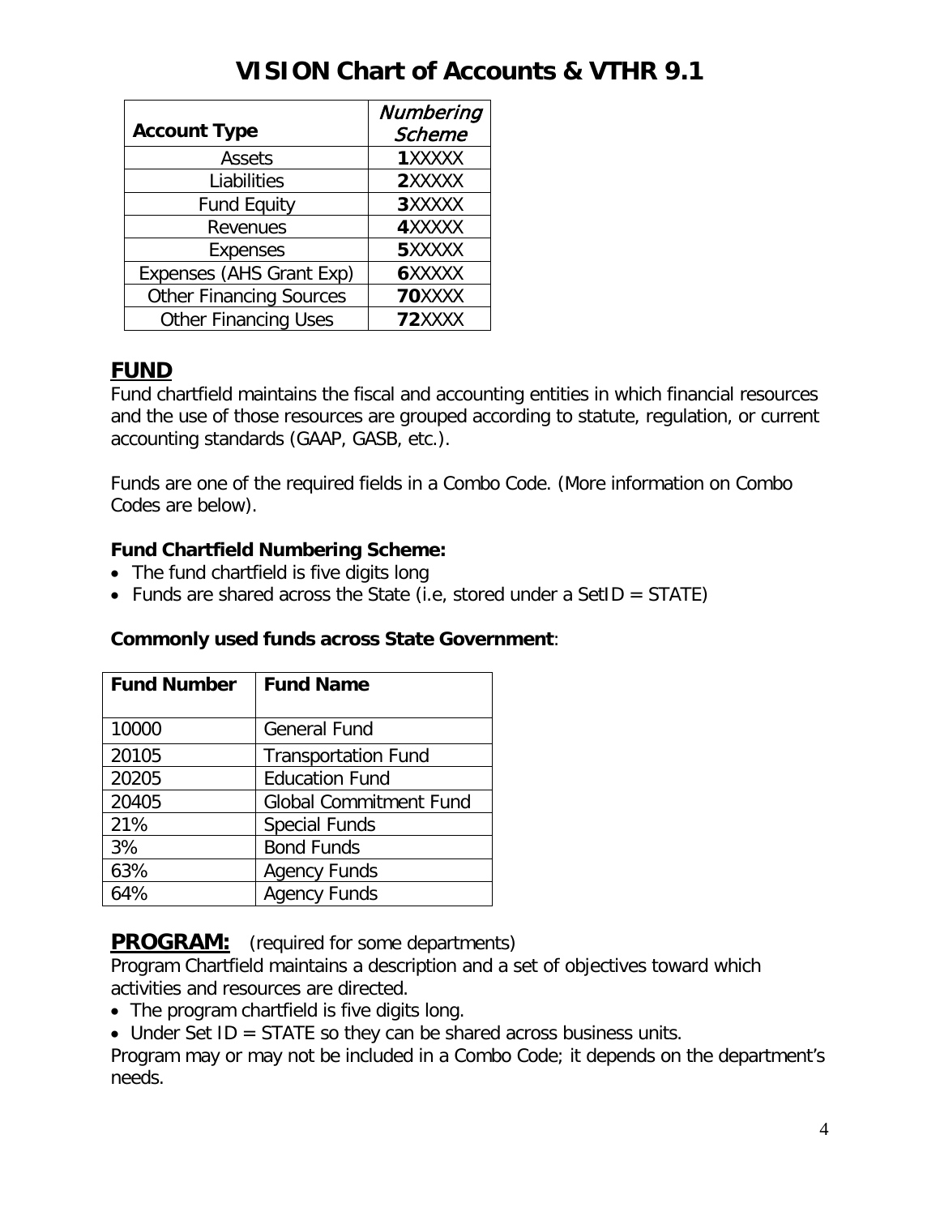# VISION Chart of Accounts & VTHR 9.1

| Account Type | *Numbering Scheme* |
|---|---|
| Assets | **1**XXXXX |
| Liabilities | **2**XXXXX |
| Fund Equity | **3**XXXXX |
| Revenues | **4**XXXXX |
| Expenses | **5**XXXXX |
| Expenses (AHS Grant Exp) | **6**XXXXX |
| Other Financing Sources | **70**XXXX |
| Other Financing Uses | **72**XXXX |

## FUND

Fund chartfield maintains the fiscal and accounting entities in which financial resources and the use of those resources are grouped according to statute, regulation, or current accounting standards (GAAP, GASB, etc.).

Funds are one of the required fields in a Combo Code. (More information on Combo Codes are below).

**Fund Chartfield Numbering Scheme:**

- The fund chartfield is five digits long
- Funds are shared across the State (i.e, stored under a SetID = STATE)

**Commonly used funds across State Government**:

| Fund Number | Fund Name |
|---|---|
| 10000 | General Fund |
| 20105 | Transportation Fund |
| 20205 | Education Fund |
| 20405 | Global Commitment Fund |
| 21% | Special Funds |
| 3% | Bond Funds |
| 63% | Agency Funds |
| 64% | Agency Funds |

## PROGRAM: (required for some departments)

Program Chartfield maintains a description and a set of objectives toward which activities and resources are directed.

- The program chartfield is five digits long.
- Under Set ID = STATE so they can be shared across business units.

Program may or may not be included in a Combo Code; it depends on the department's needs.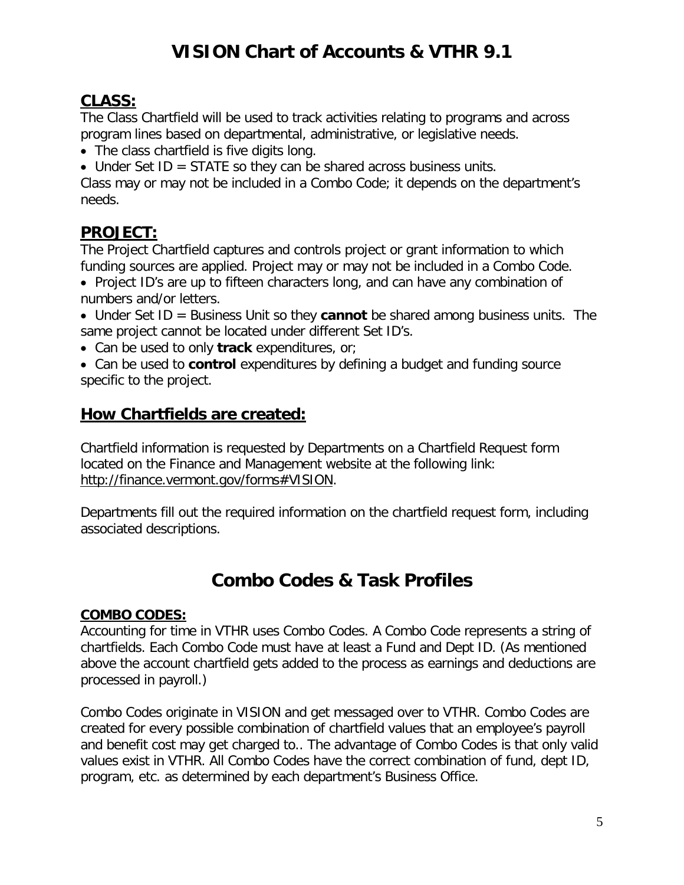# VISION Chart of Accounts & VTHR 9.1

## CLASS:

The Class Chartfield will be used to track activities relating to programs and across program lines based on departmental, administrative, or legislative needs.

- The class chartfield is five digits long.
- Under Set ID = STATE so they can be shared across business units.

Class may or may not be included in a Combo Code; it depends on the department's needs.

## PROJECT:

The Project Chartfield captures and controls project or grant information to which funding sources are applied. Project may or may not be included in a Combo Code.

- Project ID's are up to fifteen characters long, and can have any combination of numbers and/or letters.
- Under Set ID = Business Unit so they **cannot** be shared among business units. The same project cannot be located under different Set ID's.
- Can be used to only **track** expenditures, or;
- Can be used to **control** expenditures by defining a budget and funding source specific to the project.

## How Chartfields are created:

Chartfield information is requested by Departments on a Chartfield Request form located on the Finance and Management website at the following link: http://finance.vermont.gov/forms#VISION.

Departments fill out the required information on the chartfield request form, including associated descriptions.

# Combo Codes & Task Profiles

### COMBO CODES:

Accounting for time in VTHR uses Combo Codes. A Combo Code represents a string of chartfields. Each Combo Code must have at least a Fund and Dept ID. (As mentioned above the account chartfield gets added to the process as earnings and deductions are processed in payroll.)

Combo Codes originate in VISION and get messaged over to VTHR. Combo Codes are created for every possible combination of chartfield values that an employee's payroll and benefit cost may get charged to.. The advantage of Combo Codes is that only valid values exist in VTHR. All Combo Codes have the correct combination of fund, dept ID, program, etc. as determined by each department's Business Office.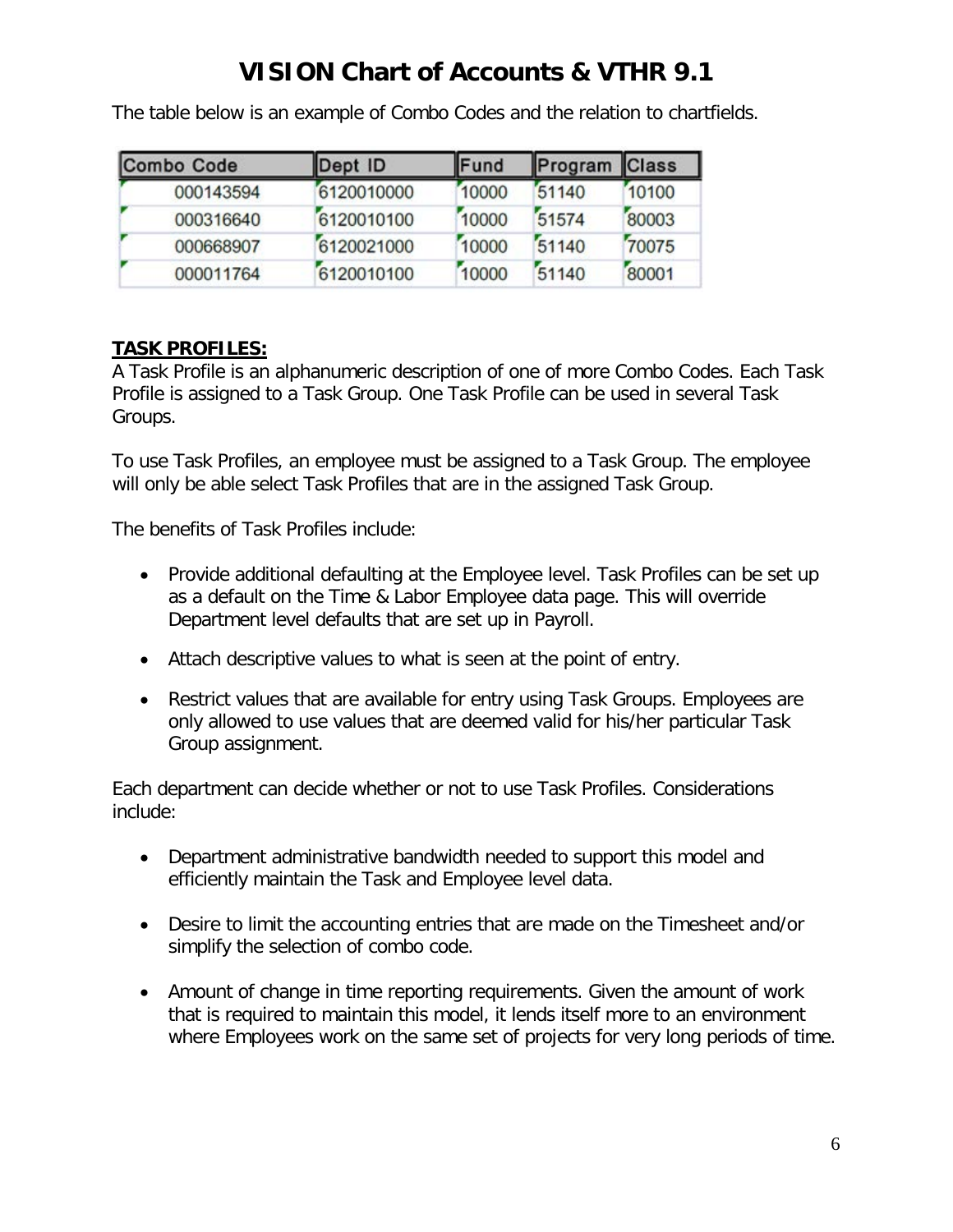# VISION Chart of Accounts & VTHR 9.1

The table below is an example of Combo Codes and the relation to chartfields.

| Combo Code | Dept ID | Fund | Program | Class |
|---|---|---|---|---|
| 000143594 | 6120010000 | 10000 | 51140 | 10100 |
| 000316640 | 6120010100 | 10000 | 51574 | 80003 |
| 000668907 | 6120021000 | 10000 | 51140 | 70075 |
| 000011764 | 6120010100 | 10000 | 51140 | 80001 |

**TASK PROFILES:**

A Task Profile is an alphanumeric description of one of more Combo Codes. Each Task Profile is assigned to a Task Group. One Task Profile can be used in several Task Groups.

To use Task Profiles, an employee must be assigned to a Task Group. The employee will only be able select Task Profiles that are in the assigned Task Group.

The benefits of Task Profiles include:

- Provide additional defaulting at the Employee level. Task Profiles can be set up as a default on the Time & Labor Employee data page. This will override Department level defaults that are set up in Payroll.
- Attach descriptive values to what is seen at the point of entry.
- Restrict values that are available for entry using Task Groups. Employees are only allowed to use values that are deemed valid for his/her particular Task Group assignment.

Each department can decide whether or not to use Task Profiles. Considerations include:

- Department administrative bandwidth needed to support this model and efficiently maintain the Task and Employee level data.
- Desire to limit the accounting entries that are made on the Timesheet and/or simplify the selection of combo code.
- Amount of change in time reporting requirements. Given the amount of work that is required to maintain this model, it lends itself more to an environment where Employees work on the same set of projects for very long periods of time.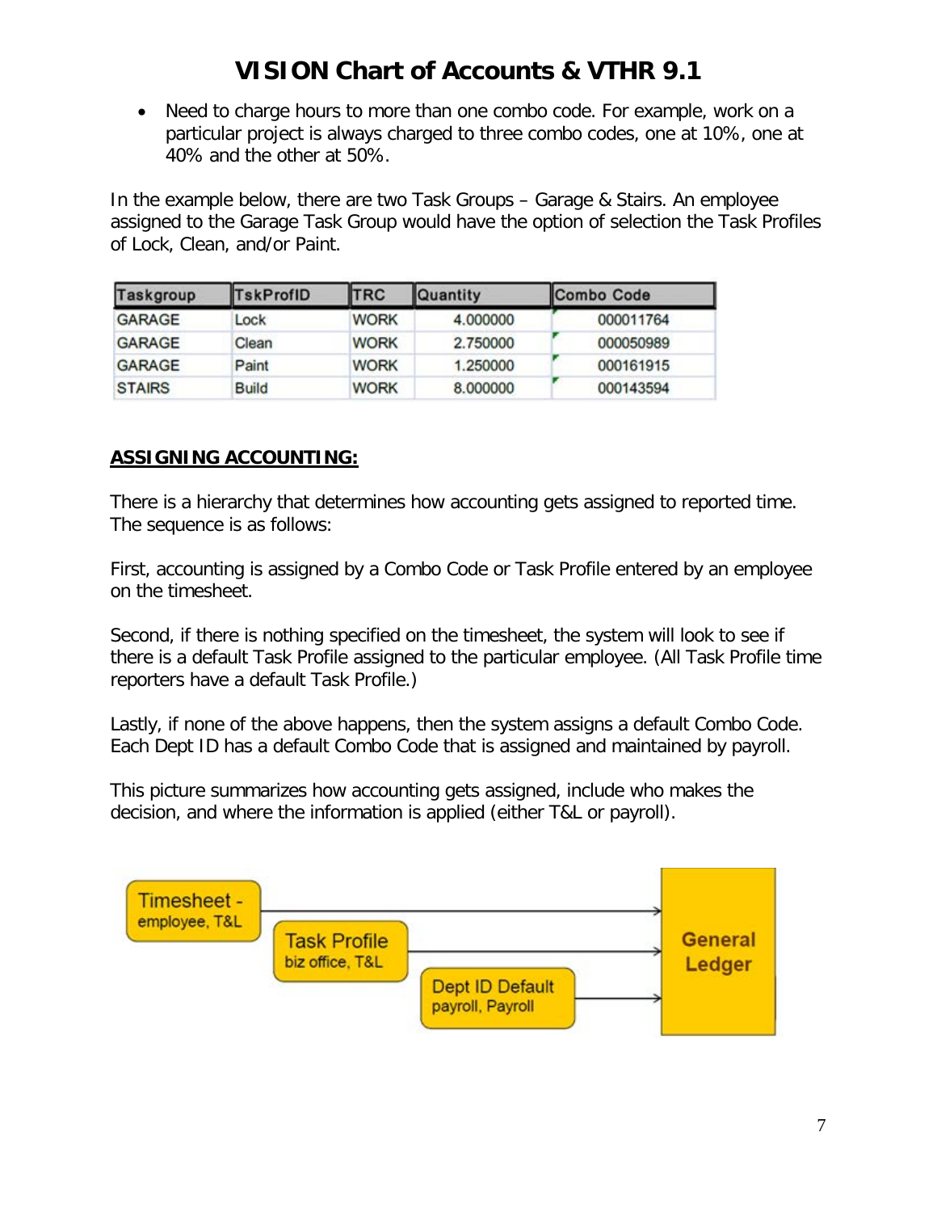# VISION Chart of Accounts & VTHR 9.1

- Need to charge hours to more than one combo code. For example, work on a particular project is always charged to three combo codes, one at 10%, one at 40% and the other at 50%.

In the example below, there are two Task Groups – Garage & Stairs. An employee assigned to the Garage Task Group would have the option of selection the Task Profiles of Lock, Clean, and/or Paint.

| Taskgroup | TskProfID | TRC | Quantity | Combo Code |
|---|---|---|---|---|
| GARAGE | Lock | WORK | 4.000000 | 000011764 |
| GARAGE | Clean | WORK | 2.750000 | 000050989 |
| GARAGE | Paint | WORK | 1.250000 | 000161915 |
| STAIRS | Build | WORK | 8.000000 | 000143594 |

**ASSIGNING ACCOUNTING:**

There is a hierarchy that determines how accounting gets assigned to reported time. The sequence is as follows:

First, accounting is assigned by a Combo Code or Task Profile entered by an employee on the timesheet.

Second, if there is nothing specified on the timesheet, the system will look to see if there is a default Task Profile assigned to the particular employee. (All Task Profile time reporters have a default Task Profile.)

Lastly, if none of the above happens, then the system assigns a default Combo Code. Each Dept ID has a default Combo Code that is assigned and maintained by payroll.

This picture summarizes how accounting gets assigned, include who makes the decision, and where the information is applied (either T&L or payroll).

Timesheet - employee, T&L

Task Profile biz office, T&L

Dept ID Default payroll, Payroll

General Ledger